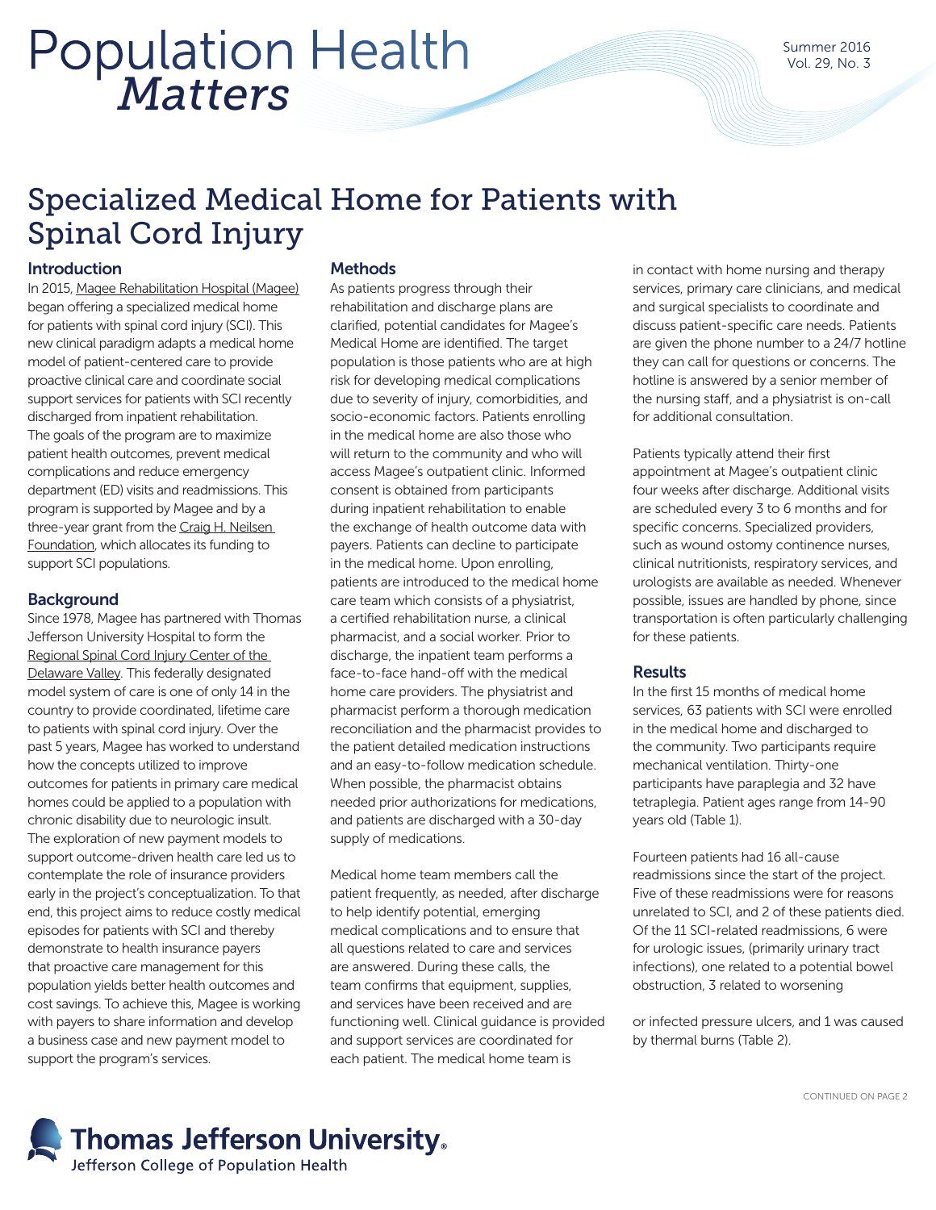# Population Health *Matters*

Summer 2016
Vol. 29, No. 3

## Specialized Medical Home for Patients with Spinal Cord Injury

### Introduction

In 2015, Magee Rehabilitation Hospital (Magee) began offering a specialized medical home for patients with spinal cord injury (SCI). This new clinical paradigm adapts a medical home model of patient-centered care to provide proactive clinical care and coordinate social support services for patients with SCI recently discharged from inpatient rehabilitation. The goals of the program are to maximize patient health outcomes, prevent medical complications and reduce emergency department (ED) visits and readmissions. This program is supported by Magee and by a three-year grant from the Craig H. Neilsen Foundation, which allocates its funding to support SCI populations.

### Background

Since 1978, Magee has partnered with Thomas Jefferson University Hospital to form the Regional Spinal Cord Injury Center of the Delaware Valley. This federally designated model system of care is one of only 14 in the country to provide coordinated, lifetime care to patients with SCI and their families. Over the past 5 years, Magee has worked to understand how the concepts utilized to improve outcomes for patients in primary care medical homes could be applied to a population with chronic disability due to neurologic insult. The exploration of new payment models to support outcome-driven health care led us to contemplate the role of insurance providers early in the project's conceptualization. To that end, this project aims to reduce costly medical episodes for patients with SCI and thereby demonstrate to health insurance payers that proactive care management for this population yields better health outcomes and cost savings. To achieve this, Magee is working with payers to share information and develop a business case and new payment model to support the program's services.

### Methods

As patients progress through their rehabilitation and discharge plans are clarified, potential candidates for Magee's Medical Home are identified. The target population is those patients who are at high risk for developing medical complications due to severity of injury, comorbidities, and socio-economic factors. Patients enrolling in the medical home are also those who will return to the community and who will access Magee's outpatient clinic. Informed consent is obtained from participants during inpatient rehabilitation to enable the exchange of health outcome data with payers. Patients can decline to participate in the medical home. Upon enrolling, patients are introduced to the medical home care team which consists of a physiatrist, a certified rehabilitation nurse, a clinical pharmacist, and a social worker. Prior to discharge, the inpatient team performs a face-to-face hand-off with the medical home care providers. The physiatrist and pharmacist perform a thorough medication reconciliation and the pharmacist provides to the patient detailed medication instructions and an easy-to-follow medication schedule. When possible, the pharmacist obtains needed prior authorizations for medications, and patients are discharged with a 30-day supply of medications.

Medical home team members call the patient frequently, as needed, after discharge to help identify potential, emerging medical complications and to ensure that all questions related to care and services are answered. During these calls, the team confirms that equipment, supplies, and services have been received and are functioning well. Clinical guidance is provided and support services are coordinated for each patient. The medical home team is in contact with home nursing and therapy services, primary care clinicians, and medical and surgical specialists to coordinate and discuss patient-specific care needs. Patients are given the phone number to a 24/7 hotline they can call for questions or concerns. The hotline is answered by a senior member of the nursing staff, and a physiatrist is on-call for additional consultation.

Patients typically attend their first appointment at Magee's outpatient clinic four weeks after discharge. Additional visits are scheduled every 3 to 6 months and for specific concerns. Specialized providers, such as wound ostomy continence nurses, clinical nutritionists, respiratory services, and urologists are available as needed. Whenever possible, issues are handled by phone, since transportation is often particularly challenging for these patients.

### Results

In the first 15 months of medical home services, 63 patients with SCI were enrolled in the medical home and discharged to the community. Two participants require mechanical ventilation. Thirty-one participants have paraplegia and 32 have tetraplegia. Patient ages range from 14-90 years old (Table 1).

Fourteen patients had 16 all-cause readmissions since the start of the project. Five of these readmissions were for reasons unrelated to SCI, and 2 of these patients died. Of the 11 SCI-related readmissions, 6 were for urologic issues, (primarily urinary tract infections), one related to a potential bowel obstruction, 3 related to worsening or infected pressure ulcers, and 1 was caused by thermal burns (Table 2).

CONTINUED ON PAGE 2

**Thomas Jefferson University**
Jefferson College of Population Health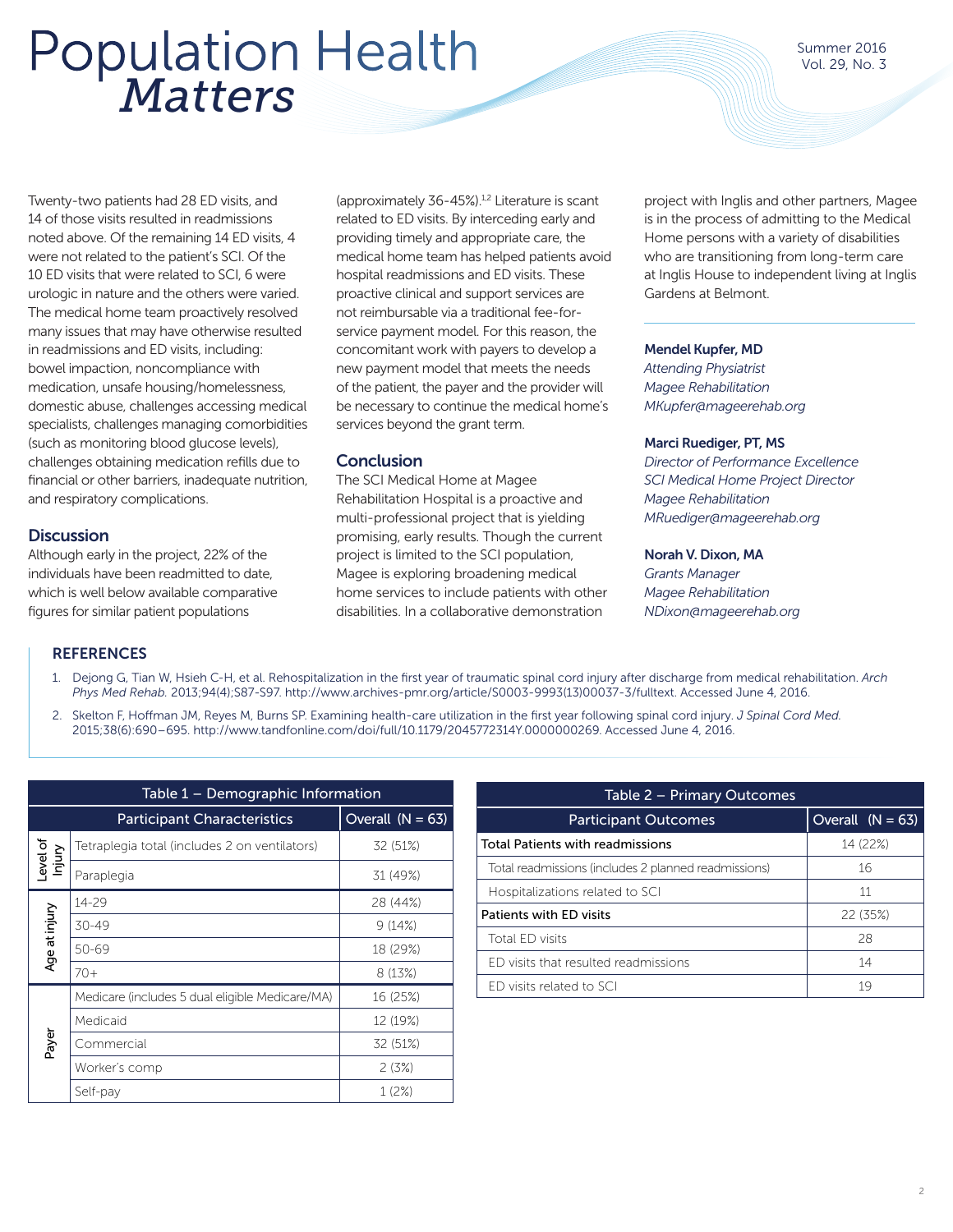Twenty-two patients had 28 ED visits, and 14 of those visits resulted in readmissions noted above. Of the remaining 14 ED visits, 4 were not related to the patient's SCI. Of the 10 ED visits that were related to SCI, 6 were urologic in nature and the others were varied. The medical home team proactively resolved many issues that may have otherwise resulted in readmissions and ED visits, including: bowel impaction, noncompliance with medication, unsafe housing/homelessness, domestic abuse, challenges accessing medical specialists, challenges managing comorbidities (such as monitoring blood glucose levels), challenges obtaining medication refills due to financial or other barriers, inadequate nutrition, and respiratory complications.

## Discussion

Although early in the project, 22% of the individuals have been readmitted to date, which is well below available comparative figures for similar patient populations (approximately 36-45%).[1,2] Literature is scant related to ED visits. By interceding early and providing timely and appropriate care, the medical home team has helped patients avoid hospital readmissions and ED visits. These proactive clinical and support services are not reimbursable via a traditional fee-for-service payment model. For this reason, the concomitant work with payers to develop a new payment model that meets the needs of the patient, the payer and the provider will be necessary to continue the medical home's services beyond the grant term.

## Conclusion

The SCI Medical Home at Magee Rehabilitation Hospital is a proactive and multi-professional project that is yielding promising, early results. Though the current project is limited to the SCI population, Magee is exploring broadening medical home services to include patients with other disabilities. In a collaborative demonstration project with Inglis and other partners, Magee is in the process of admitting to the Medical Home persons with a variety of disabilities who are transitioning from long-term care at Inglis House to independent living at Inglis Gardens at Belmont.

**Mendel Kupfer, MD**
*Attending Physiatrist*
*Magee Rehabilitation*
*MKupfer@mageerehab.org*

**Marci Ruediger, PT, MS**
*Director of Performance Excellence*
*SCI Medical Home Project Director*
*Magee Rehabilitation*
*MRuediger@mageerehab.org*

**Norah V. Dixon, MA**
*Grants Manager*
*Magee Rehabilitation*
*NDixon@mageerehab.org*

## REFERENCES

1. Dejong G, Tian W, Hsieh C-H, et al. Rehospitalization in the first year of traumatic spinal cord injury after discharge from medical rehabilitation. *Arch Phys Med Rehab.* 2013;94(4);S87-S97. http://www.archives-pmr.org/article/S0003-9993(13)00037-3/fulltext. Accessed June 4, 2016.
2. Skelton F, Hoffman JM, Reyes M, Burns SP. Examining health-care utilization in the first year following spinal cord injury. *J Spinal Cord Med.* 2015;38(6):690–695. http://www.tandfonline.com/doi/full/10.1179/2045772314Y.0000000269. Accessed June 4, 2016.

**Table 1 – Demographic Information**

| | Participant Characteristics | Overall (N = 63) |
|---|---|---|
| Level of Injury | Tetraplegia total (includes 2 on ventilators) | 32 (51%) |
| | Paraplegia | 31 (49%) |
| Age at injury | 14-29 | 28 (44%) |
| | 30-49 | 9 (14%) |
| | 50-69 | 18 (29%) |
| | 70+ | 8 (13%) |
| Payer | Medicare (includes 5 dual eligible Medicare/MA) | 16 (25%) |
| | Medicaid | 12 (19%) |
| | Commercial | 32 (51%) |
| | Worker's comp | 2 (3%) |
| | Self-pay | 1 (2%) |

**Table 2 – Primary Outcomes**

| Participant Outcomes | Overall (N = 63) |
|---|---|
| Total Patients with readmissions | 14 (22%) |
| Total readmissions (includes 2 planned readmissions) | 16 |
| Hospitalizations related to SCI | 11 |
| Patients with ED visits | 22 (35%) |
| Total ED visits | 28 |
| ED visits that resulted readmissions | 14 |
| ED visits related to SCI | 19 |